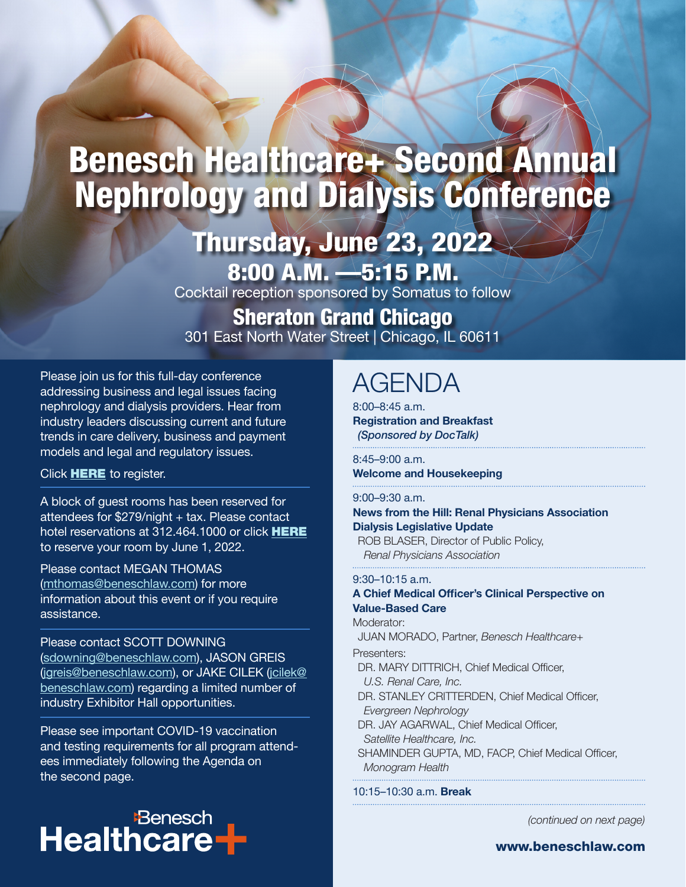# Benesch Healthcare+ Second Annual Nephrology and Dialysis Conference

## Thursday, June 23, 2022

### 8:00 A.M. —5:15 P.M.

Cocktail reception sponsored by Somatus to follow

### Sheraton Grand Chicago

301 East North Water Street | Chicago, IL 60611

Please join us for this full-day conference addressing business and legal issues facing nephrology and dialysis providers. Hear from industry leaders discussing current and future trends in care delivery, business and payment models and legal and regulatory issues.

Click **HERE** to register.

A block of guest rooms has been reserved for attendees for $279/night + tax. Please contact hotel reservations at 312.464.1000 or click **HERE** to reserve your room by June 1, 2022.

Please contact MEGAN THOMAS (mthomas@beneschlaw.com) for more information about this event or if you require assistance.

Please contact SCOTT DOWNING (sdowning@beneschlaw.com), JASON GREIS (jgreis@beneschlaw.com), or JAKE CILEK (jcilek@beneschlaw.com) regarding a limited number of industry Exhibitor Hall opportunities.

Please see important COVID-19 vaccination and testing requirements for all program attendees immediately following the Agenda on the second page.

Benesch Healthcare+

## AGENDA

8:00–8:45 a.m.
**Registration and Breakfast**
*(Sponsored by DocTalk)*

8:45–9:00 a.m.
**Welcome and Housekeeping**

9:00–9:30 a.m.
**News from the Hill: Renal Physicians Association Dialysis Legislative Update**
ROB BLASER, Director of Public Policy, *Renal Physicians Association*

9:30–10:15 a.m.
**A Chief Medical Officer's Clinical Perspective on Value-Based Care**

Moderator:
JUAN MORADO, Partner, *Benesch Healthcare+*

Presenters:
DR. MARY DITTRICH, Chief Medical Officer, *U.S. Renal Care, Inc.*
DR. STANLEY CRITTERDEN, Chief Medical Officer, *Evergreen Nephrology*
DR. JAY AGARWAL, Chief Medical Officer, *Satellite Healthcare, Inc.*
SHAMINDER GUPTA, MD, FACP, Chief Medical Officer, *Monogram Health*

10:15–10:30 a.m. **Break**

*(continued on next page)*

**www.beneschlaw.com**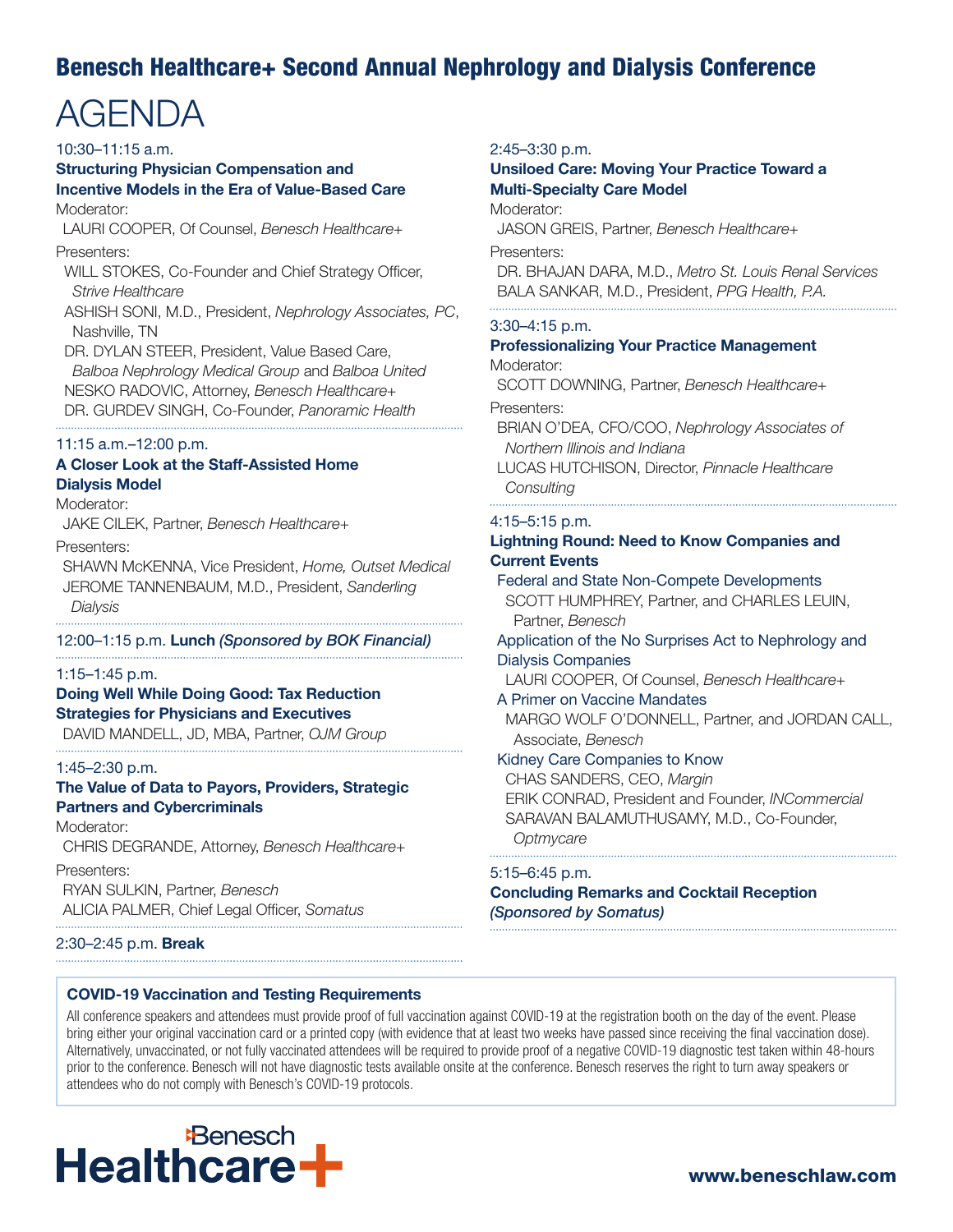# Benesch Healthcare+ Second Annual Nephrology and Dialysis Conference

## AGENDA

10:30–11:15 a.m.

**Structuring Physician Compensation and Incentive Models in the Era of Value-Based Care**

Moderator:

LAURI COOPER, Of Counsel, *Benesch Healthcare+*

Presenters:

WILL STOKES, Co-Founder and Chief Strategy Officer, *Strive Healthcare*

ASHISH SONI, M.D., President, *Nephrology Associates, PC*, Nashville, TN

DR. DYLAN STEER, President, Value Based Care, *Balboa Nephrology Medical Group* and *Balboa United*

NESKO RADOVIC, Attorney, *Benesch Healthcare+*

DR. GURDEV SINGH, Co-Founder, *Panoramic Health*

11:15 a.m.–12:00 p.m.

**A Closer Look at the Staff-Assisted Home Dialysis Model**

Moderator:

JAKE CILEK, Partner, *Benesch Healthcare+*

Presenters:

SHAWN McKENNA, Vice President, *Home, Outset Medical*

JEROME TANNENBAUM, M.D., President, *Sanderling Dialysis*

12:00–1:15 p.m. **Lunch** ***(Sponsored by BOK Financial)***

1:15–1:45 p.m.

**Doing Well While Doing Good: Tax Reduction Strategies for Physicians and Executives**

DAVID MANDELL, JD, MBA, Partner, *OJM Group*

1:45–2:30 p.m.

**The Value of Data to Payors, Providers, Strategic Partners and Cybercriminals**

Moderator:

CHRIS DEGRANDE, Attorney, *Benesch Healthcare+*

Presenters:

RYAN SULKIN, Partner, *Benesch*

ALICIA PALMER, Chief Legal Officer, *Somatus*

2:30–2:45 p.m. **Break**

2:45–3:30 p.m.

**Unsiloed Care: Moving Your Practice Toward a Multi-Specialty Care Model**

Moderator:

JASON GREIS, Partner, *Benesch Healthcare+*

Presenters:

DR. BHAJAN DARA, M.D., *Metro St. Louis Renal Services*

BALA SANKAR, M.D., President, *PPG Health, P.A.*

3:30–4:15 p.m.

**Professionalizing Your Practice Management**

Moderator:

SCOTT DOWNING, Partner, *Benesch Healthcare+*

Presenters:

BRIAN O'DEA, CFO/COO, *Nephrology Associates of Northern Illinois and Indiana*

LUCAS HUTCHISON, Director, *Pinnacle Healthcare Consulting*

4:15–5:15 p.m.

**Lightning Round: Need to Know Companies and Current Events**

Federal and State Non-Compete Developments

SCOTT HUMPHREY, Partner, and CHARLES LEUIN, Partner, *Benesch*

Application of the No Surprises Act to Nephrology and Dialysis Companies

LAURI COOPER, Of Counsel, *Benesch Healthcare+*

A Primer on Vaccine Mandates

MARGO WOLF O'DONNELL, Partner, and JORDAN CALL, Associate, *Benesch*

Kidney Care Companies to Know

CHAS SANDERS, CEO, *Margin*

ERIK CONRAD, President and Founder, *INCommercial*

SARAVAN BALAMUTHUSAMY, M.D., Co-Founder, *Optmycare*

5:15–6:45 p.m.

**Concluding Remarks and Cocktail Reception** ***(Sponsored by Somatus)***

**COVID-19 Vaccination and Testing Requirements**

All conference speakers and attendees must provide proof of full vaccination against COVID-19 at the registration booth on the day of the event. Please bring either your original vaccination card or a printed copy (with evidence that at least two weeks have passed since receiving the final vaccination dose). Alternatively, unvaccinated, or not fully vaccinated attendees will be required to provide proof of a negative COVID-19 diagnostic test taken within 48-hours prior to the conference. Benesch will not have diagnostic tests available onsite at the conference. Benesch reserves the right to turn away speakers or attendees who do not comply with Benesch's COVID-19 protocols.

Benesch Healthcare+

www.beneschlaw.com